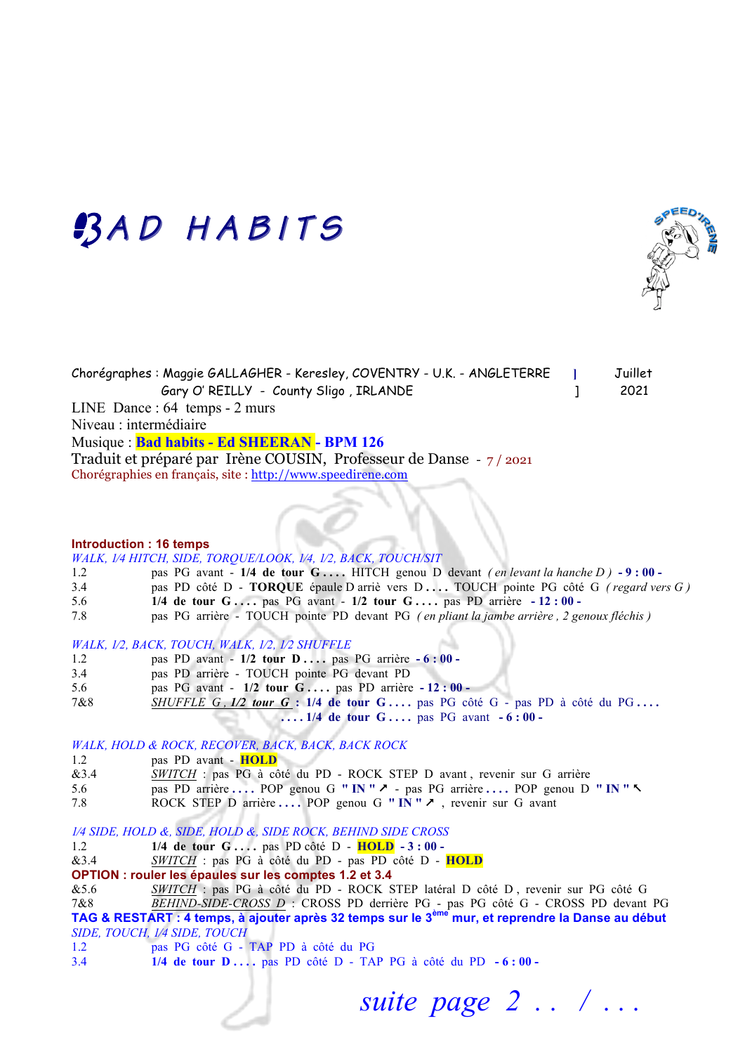# BAD HABITS

Chorégraphes : Maggie GALLAGHER - Keresley, COVENTRY - U.K. - ANGLETERRE | Juillet
Gary O' REILLY - County Sligo , IRLANDE ] 2021

LINE Dance : 64 temps - 2 murs
Niveau : intermédiaire
Musique : **Bad habits - Ed SHEERAN - BPM 126**
Traduit et préparé par Irène COUSIN, Professeur de Danse - 7 / 2021
Chorégraphies en français, site : http://www.speedirene.com

**Introduction : 16 temps**

*WALK, 1/4 HITCH, SIDE, TORQUE/LOOK, 1/4, 1/2, BACK, TOUCH/SIT*

| | |
|---|---|
| 1.2 | pas PG avant - **1/4 de tour G . . . .** HITCH genou D devant *( en levant la hanche D )* **- 9 : 00 -** |
| 3.4 | pas PD côté D - **TORQUE** épaule D arriè vers D . . . . TOUCH pointe PG côté G *( regard vers G )* |
| 5.6 | **1/4 de tour G . . . .** pas PG avant - **1/2 tour G . . . .** pas PD arrière **- 12 : 00 -** |
| 7.8 | pas PG arrière - TOUCH pointe PD devant PG *( en pliant la jambe arrière , 2 genoux fléchis )* |

*WALK, 1/2, BACK, TOUCH, WALK, 1/2, 1/2 SHUFFLE*

| | |
|---|---|
| 1.2 | pas PD avant - **1/2 tour D . . . .** pas PG arrière **- 6 : 00 -** |
| 3.4 | pas PD arrière - TOUCH pointe PG devant PD |
| 5.6 | pas PG avant - **1/2 tour G . . . .** pas PD arrière **- 12 : 00 -** |
| 7&8 | SHUFFLE G , **1/2 tour G : 1/4 de tour G . . . .** pas PG côté G - pas PD à côté du PG . . . . . . . . **1/4 de tour G . . . .** pas PG avant **- 6 : 00 -** |

*WALK, HOLD & ROCK, RECOVER, BACK, BACK, BACK ROCK*

| | |
|---|---|
| 1.2 | pas PD avant - **HOLD** |
| &3.4 | SWITCH : pas PG à côté du PD - ROCK STEP D avant , revenir sur G arrière |
| 5.6 | pas PD arrière . . . . POP genou G **" IN " ↗** - pas PG arrière . . . . POP genou D **" IN " ↖** |
| 7.8 | ROCK STEP D arrière . . . . POP genou G **" IN " ↗** , revenir sur G avant |

*1/4 SIDE, HOLD &, SIDE, HOLD &, SIDE ROCK, BEHIND SIDE CROSS*

| | |
|---|---|
| 1.2 | **1/4 de tour G . . . .** pas PD côté D - **HOLD - 3 : 00 -** |
| &3.4 | SWITCH : pas PG à côté du PD - pas PD côté D - **HOLD** |

**OPTION : rouler les épaules sur les comptes 1.2 et 3.4**

| | |
|---|---|
| &5.6 | SWITCH : pas PG à côté du PD - ROCK STEP latéral D côté D , revenir sur PG côté G |
| 7&8 | BEHIND-SIDE-CROSS D : CROSS PD derrière PG - pas PG côté G - CROSS PD devant PG |

**TAG & RESTART : 4 temps, à ajouter après 32 temps sur le 3ème mur, et reprendre la Danse au début**

*SIDE, TOUCH, 1/4 SIDE, TOUCH*

| | |
|---|---|
| 1.2 | pas PG côté G - TAP PD à côté du PG |
| 3.4 | **1/4 de tour D . . . .** pas PD côté D - TAP PG à côté du PD **- 6 : 00 -** |

*suite page 2 . . / . . .*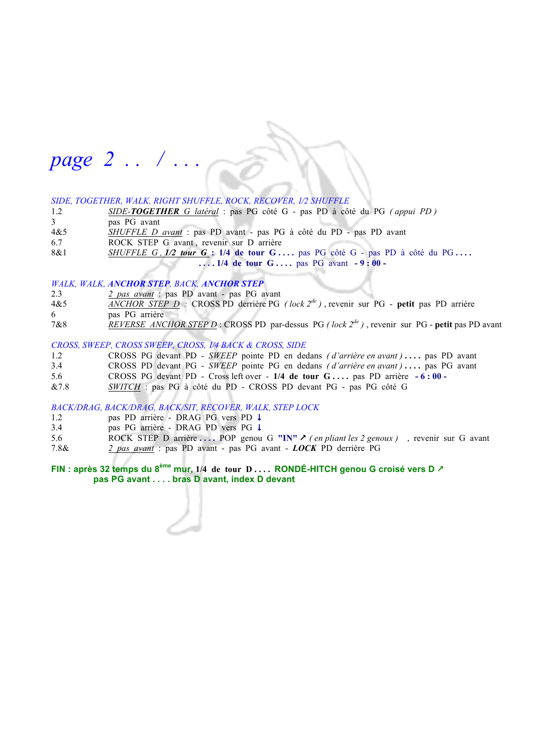# *page 2 . . / . . .*

*SIDE, TOGETHER, WALK, RIGHT SHUFFLE, ROCK, RECOVER, 1/2 SHUFFLE*

| | |
|---|---|
| 1.2 | <u>SIDE-**TOGETHER** G latéral</u> : pas PG côté G - pas PD à côté du PG *( appui PD )* |
| 3 | pas PG avant |
| 4&5 | <u>SHUFFLE D avant</u> : pas PD avant - pas PG à côté du PD - pas PD avant |
| 6.7 | ROCK STEP G avant , revenir sur D arrière |
| 8&1 | <u>SHUFFLE G , **1/2 tour G**</u> **: 1/4 de tour G . . . .** pas PG côté G - pas PD à côté du PG . . . . **. . . . 1/4 de tour G . . . .** pas PG avant **- 9 : 00 -** |

*WALK, WALK, **ANCHOR STEP**, BACK, **ANCHOR STEP***

| | |
|---|---|
| 2.3 | <u>*2 pas avant*</u> : pas PD avant - pas PG avant |
| 4&5 | <u>ANCHOR STEP D</u> : CROSS PD derrière PG *( lock 2de )* , revenir sur PG - **petit** pas PD arrière |
| 6 | pas PG arrière |
| 7&8 | <u>REVERSE ANCHOR STEP D</u> : CROSS PD par-dessus PG *( lock 2de )* , revenir sur PG - **petit** pas PD avant |

*CROSS, SWEEP, CROSS SWEEP, CROSS, 1/4 BACK & CROSS, SIDE*

| | |
|---|---|
| 1.2 | CROSS PG devant PD - *SWEEP* pointe PD en dedans *( d'arrière en avant )* **. . . .** pas PD avant |
| 3.4 | CROSS PD devant PG - *SWEEP* pointe PG en dedans *( d'arrière en avant )* **. . . .** pas PG avant |
| 5.6 | CROSS PG devant PD - Cross left over - **1/4 de tour G . . . .** pas PD arrière **- 6 : 00 -** |
| &7.8 | <u>*SWITCH*</u> : pas PG à côté du PD - CROSS PD devant PG - pas PG côté G |

*BACK/DRAG, BACK/DRAG, BACK/SIT, RECOVER, WALK, STEP LOCK*

| | |
|---|---|
| 1.2 | pas PD arrière - DRAG PG vers PD ↓ |
| 3.4 | pas PG arrière - DRAG PD vers PG ↓ |
| 5.6 | ROCK STEP D arrière **. . . .** POP genou G **"IN"** ↗ *( en pliant les 2 genoux )* , revenir sur G avant |
| 7.8& | <u>*2 pas avant*</u> : pas PD avant - pas PG avant - ***LOCK*** PD derrière PG |

**FIN : après 32 temps du 8ème mur, 1/4 de tour D . . . . RONDÉ-HITCH genou G croisé vers D ↗**
**pas PG avant . . . . bras D avant, index D devant**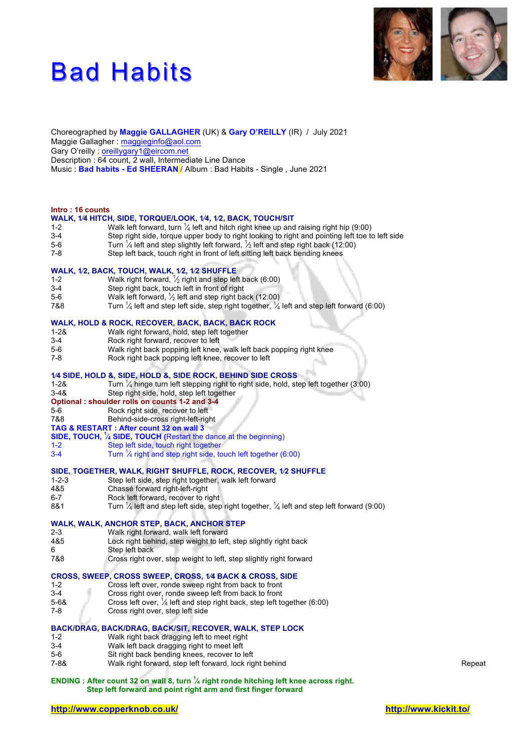# Bad Habits

Choreographed by **Maggie GALLAGHER** (UK) & **Gary O'REILLY** (IR) / July 2021
Maggie Gallagher : maggieginfo@aol.com
Gary O'reilly : oreillygary1@eircom.net
Description : 64 count, 2 wall, Intermediate Line Dance
Music : **Bad habits - Ed SHEERAN** / Album : Bad Habits - Single , June 2021

**Intro : 16 counts**

**WALK, 1/4 HITCH, SIDE, TORQUE/LOOK, 1/4, 1/2, BACK, TOUCH/SIT**

| | |
|---|---|
| 1-2 | Walk left forward, turn 1/4 left and hitch right knee up and raising right hip (9:00) |
| 3-4 | Step right side, torque upper body to right looking to right and pointing left toe to left side |
| 5-6 | Turn 1/4 left and step slightly left forward, 1/2 left and step right back (12:00) |
| 7-8 | Step left back, touch right in front of left sitting left back bending knees |

**WALK, 1/2, BACK, TOUCH, WALK, 1/2, 1/2 SHUFFLE**

| | |
|---|---|
| 1-2 | Walk right forward, 1/2 right and step left back (6:00) |
| 3-4 | Step right back, touch left in front of right |
| 5-6 | Walk left forward, 1/2 left and step right back (12:00) |
| 7&8 | Turn 1/4 left and step left side, step right together, 1/4 left and step left forward (6:00) |

**WALK, HOLD & ROCK, RECOVER, BACK, BACK, BACK ROCK**

| | |
|---|---|
| 1-2& | Walk right forward, hold, step left together |
| 3-4 | Rock right forward, recover to left |
| 5-6 | Walk right back popping left knee, walk left back popping right knee |
| 7-8 | Rock right back popping left knee, recover to left |

**1/4 SIDE, HOLD &, SIDE, HOLD &, SIDE ROCK, BEHIND SIDE CROSS**

| | |
|---|---|
| 1-2& | Turn 1/4 hinge turn left stepping right to right side, hold, step left together (3:00) |
| 3-4& | Step right side, hold, step left together |

**Optional : shoulder rolls on counts 1-2 and 3-4**

| | |
|---|---|
| 5-6 | Rock right side, recover to left |
| 7&8 | Behind-side-cross right-left-right |

**TAG & RESTART : After count 32 on wall 3**
**SIDE, TOUCH, 1/4 SIDE, TOUCH** (Restart the dance at the beginning)

| | |
|---|---|
| 1-2 | Step left side, touch right together |
| 3-4 | Turn 1/4 right and step right side, touch left together (6:00) |

**SIDE, TOGETHER, WALK, RIGHT SHUFFLE, ROCK, RECOVER, 1/2 SHUFFLE**

| | |
|---|---|
| 1-2-3 | Step left side, step right together, walk left forward |
| 4&5 | Chassé forward right-left-right |
| 6-7 | Rock left forward, recover to right |
| 8&1 | Turn 1/4 left and step left side, step right together, 1/4 left and step left forward (9:00) |

**WALK, WALK, ANCHOR STEP, BACK, ANCHOR STEP**

| | |
|---|---|
| 2-3 | Walk right forward, walk left forward |
| 4&5 | Lock right behind, step weight to left, step slightly right back |
| 6 | Step left back |
| 7&8 | Cross right over, step weight to left, step slightly right forward |

**CROSS, SWEEP, CROSS SWEEP, CROSS, 1/4 BACK & CROSS, SIDE**

| | |
|---|---|
| 1-2 | Cross left over, ronde sweep right from back to front |
| 3-4 | Cross right over, ronde sweep left from back to front |
| 5-6& | Cross left over, 1/4 left and step right back, step left together (6:00) |
| 7-8 | Cross right over, step left side |

**BACK/DRAG, BACK/DRAG, BACK/SIT, RECOVER, WALK, STEP LOCK**

| | |
|---|---|
| 1-2 | Walk right back dragging left to meet right |
| 3-4 | Walk left back dragging right to meet left |
| 5-6 | Sit right back bending knees, recover to left |
| 7-8& | Walk right forward, step left forward, lock right behind |

Repeat

**ENDING : After count 32 on wall 8, turn 1/4 right ronde hitching left knee across right.**
**Step left forward and point right arm and first finger forward**

http://www.copperknob.co.uk/ http://www.kickit.to/